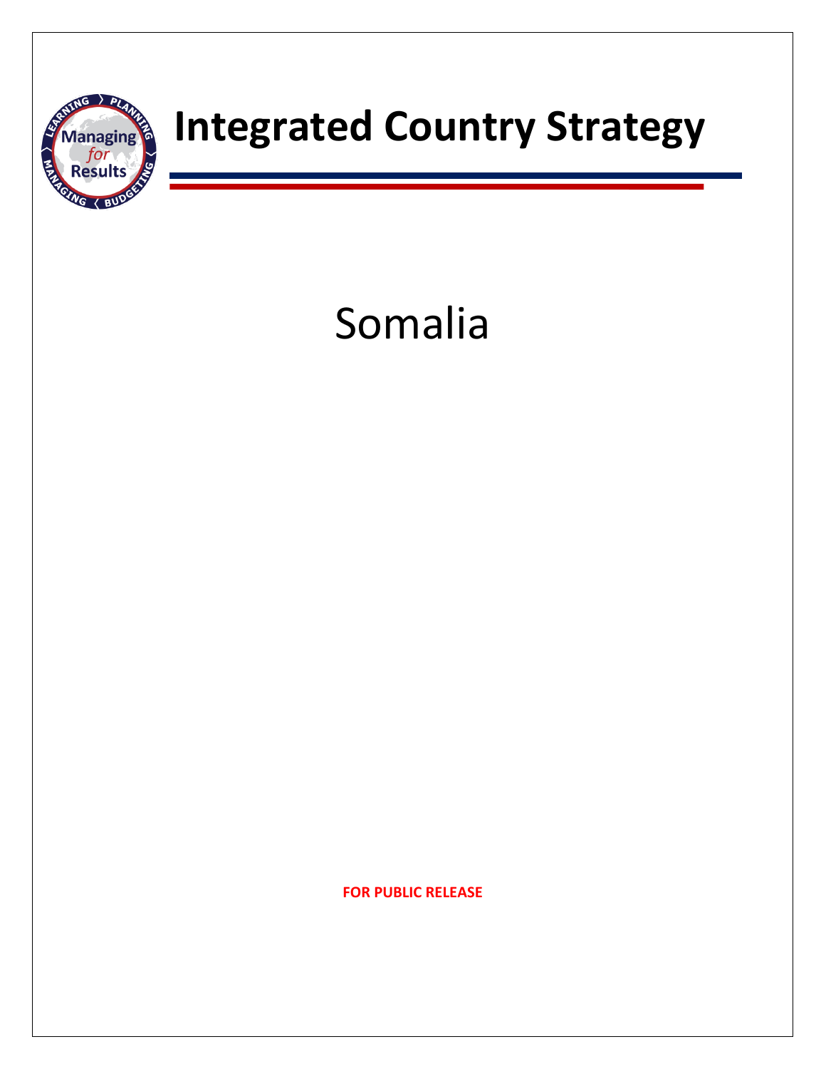# Integrated Country Strategy

Somalia

**FOR PUBLIC RELEASE**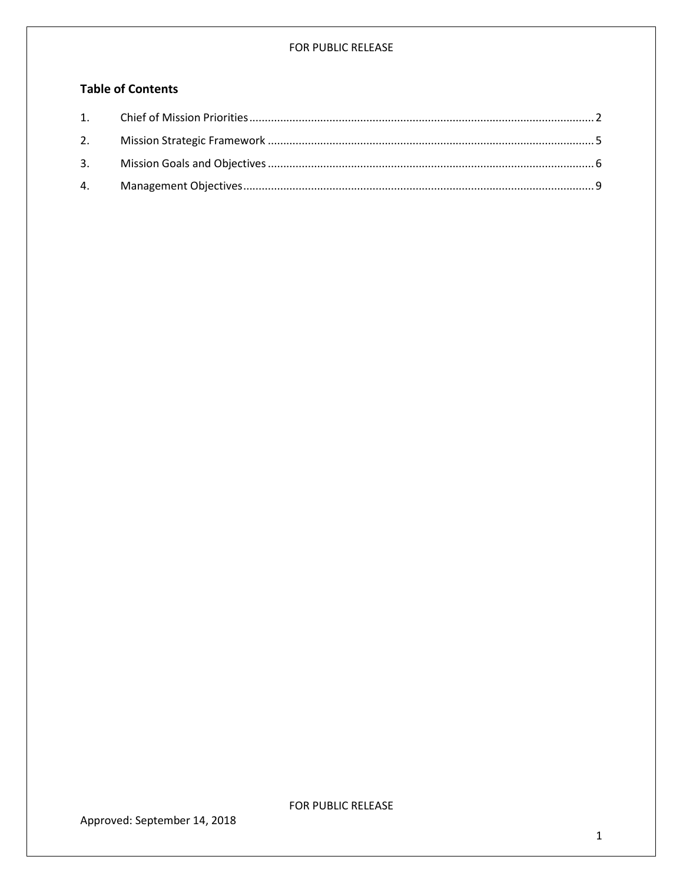## Table of Contents

1. Chief of Mission Priorities .......... 2
2. Mission Strategic Framework .......... 5
3. Mission Goals and Objectives .......... 6
4. Management Objectives .......... 9

Approved: September 14, 2018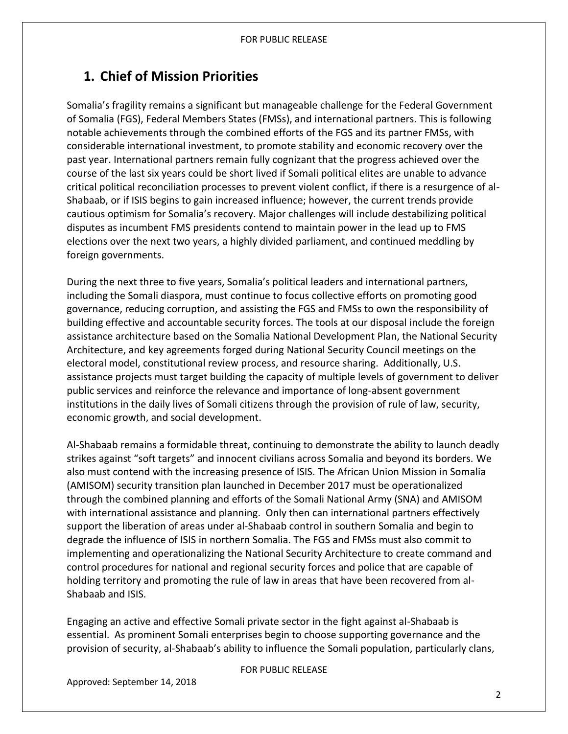## 1. Chief of Mission Priorities

Somalia's fragility remains a significant but manageable challenge for the Federal Government of Somalia (FGS), Federal Members States (FMSs), and international partners. This is following notable achievements through the combined efforts of the FGS and its partner FMSs, with considerable international investment, to promote stability and economic recovery over the past year. International partners remain fully cognizant that the progress achieved over the course of the last six years could be short lived if Somali political elites are unable to advance critical political reconciliation processes to prevent violent conflict, if there is a resurgence of al-Shabaab, or if ISIS begins to gain increased influence; however, the current trends provide cautious optimism for Somalia's recovery. Major challenges will include destabilizing political disputes as incumbent FMS presidents contend to maintain power in the lead up to FMS elections over the next two years, a highly divided parliament, and continued meddling by foreign governments.

During the next three to five years, Somalia's political leaders and international partners, including the Somali diaspora, must continue to focus collective efforts on promoting good governance, reducing corruption, and assisting the FGS and FMSs to own the responsibility of building effective and accountable security forces. The tools at our disposal include the foreign assistance architecture based on the Somalia National Development Plan, the National Security Architecture, and key agreements forged during National Security Council meetings on the electoral model, constitutional review process, and resource sharing. Additionally, U.S. assistance projects must target building the capacity of multiple levels of government to deliver public services and reinforce the relevance and importance of long-absent government institutions in the daily lives of Somali citizens through the provision of rule of law, security, economic growth, and social development.

Al-Shabaab remains a formidable threat, continuing to demonstrate the ability to launch deadly strikes against "soft targets" and innocent civilians across Somalia and beyond its borders. We also must contend with the increasing presence of ISIS. The African Union Mission in Somalia (AMISOM) security transition plan launched in December 2017 must be operationalized through the combined planning and efforts of the Somali National Army (SNA) and AMISOM with international assistance and planning. Only then can international partners effectively support the liberation of areas under al-Shabaab control in southern Somalia and begin to degrade the influence of ISIS in northern Somalia. The FGS and FMSs must also commit to implementing and operationalizing the National Security Architecture to create command and control procedures for national and regional security forces and police that are capable of holding territory and promoting the rule of law in areas that have been recovered from al-Shabaab and ISIS.

Engaging an active and effective Somali private sector in the fight against al-Shabaab is essential. As prominent Somali enterprises begin to choose supporting governance and the provision of security, al-Shabaab's ability to influence the Somali population, particularly clans,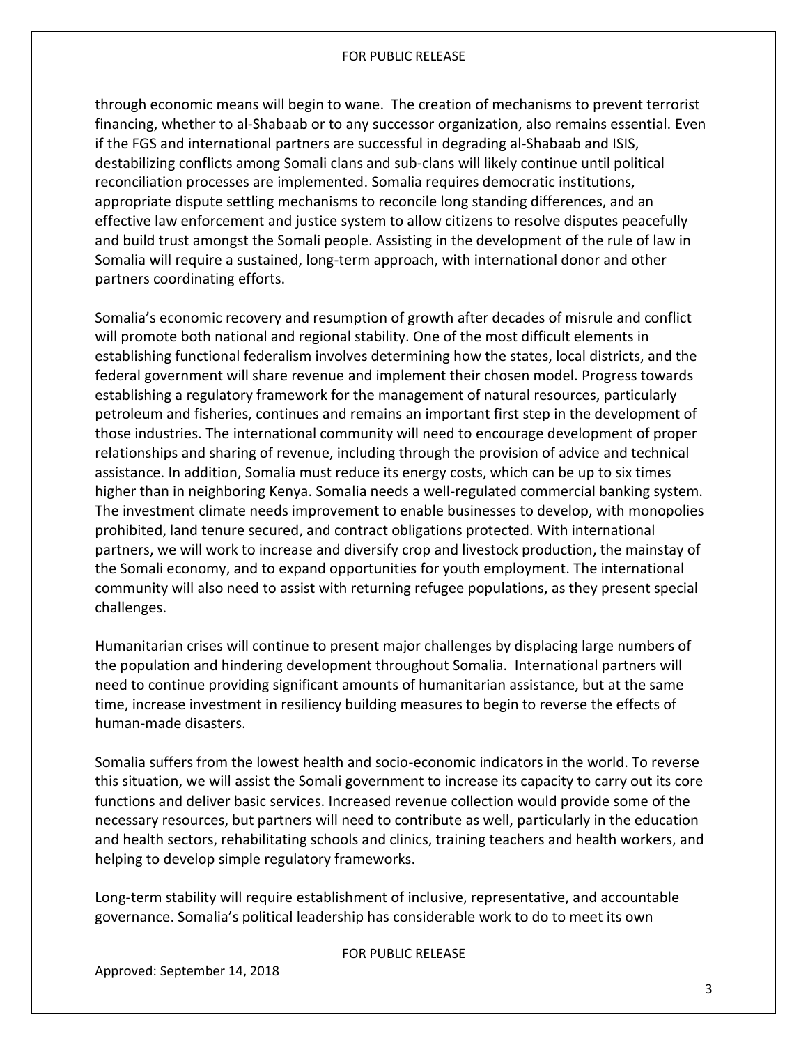through economic means will begin to wane. The creation of mechanisms to prevent terrorist financing, whether to al-Shabaab or to any successor organization, also remains essential. Even if the FGS and international partners are successful in degrading al-Shabaab and ISIS, destabilizing conflicts among Somali clans and sub-clans will likely continue until political reconciliation processes are implemented. Somalia requires democratic institutions, appropriate dispute settling mechanisms to reconcile long standing differences, and an effective law enforcement and justice system to allow citizens to resolve disputes peacefully and build trust amongst the Somali people. Assisting in the development of the rule of law in Somalia will require a sustained, long-term approach, with international donor and other partners coordinating efforts.

Somalia's economic recovery and resumption of growth after decades of misrule and conflict will promote both national and regional stability. One of the most difficult elements in establishing functional federalism involves determining how the states, local districts, and the federal government will share revenue and implement their chosen model. Progress towards establishing a regulatory framework for the management of natural resources, particularly petroleum and fisheries, continues and remains an important first step in the development of those industries. The international community will need to encourage development of proper relationships and sharing of revenue, including through the provision of advice and technical assistance. In addition, Somalia must reduce its energy costs, which can be up to six times higher than in neighboring Kenya. Somalia needs a well-regulated commercial banking system. The investment climate needs improvement to enable businesses to develop, with monopolies prohibited, land tenure secured, and contract obligations protected. With international partners, we will work to increase and diversify crop and livestock production, the mainstay of the Somali economy, and to expand opportunities for youth employment. The international community will also need to assist with returning refugee populations, as they present special challenges.

Humanitarian crises will continue to present major challenges by displacing large numbers of the population and hindering development throughout Somalia. International partners will need to continue providing significant amounts of humanitarian assistance, but at the same time, increase investment in resiliency building measures to begin to reverse the effects of human-made disasters.

Somalia suffers from the lowest health and socio-economic indicators in the world. To reverse this situation, we will assist the Somali government to increase its capacity to carry out its core functions and deliver basic services. Increased revenue collection would provide some of the necessary resources, but partners will need to contribute as well, particularly in the education and health sectors, rehabilitating schools and clinics, training teachers and health workers, and helping to develop simple regulatory frameworks.

Long-term stability will require establishment of inclusive, representative, and accountable governance. Somalia's political leadership has considerable work to do to meet its own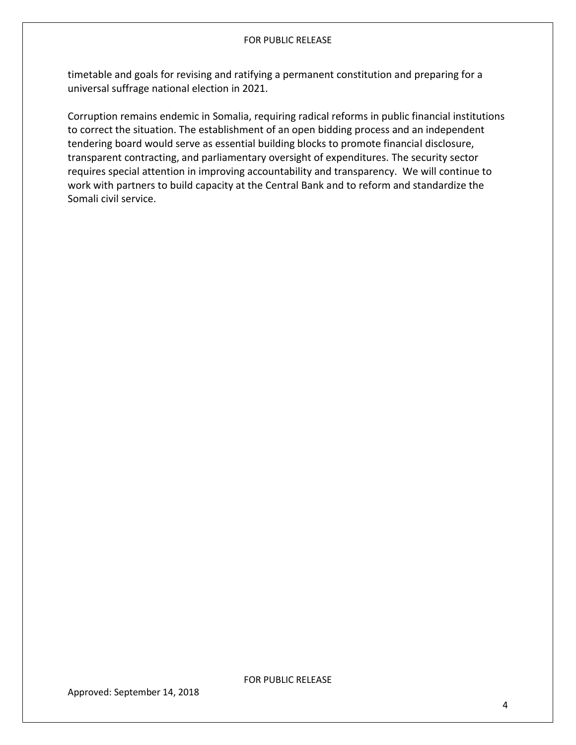timetable and goals for revising and ratifying a permanent constitution and preparing for a universal suffrage national election in 2021.

Corruption remains endemic in Somalia, requiring radical reforms in public financial institutions to correct the situation. The establishment of an open bidding process and an independent tendering board would serve as essential building blocks to promote financial disclosure, transparent contracting, and parliamentary oversight of expenditures. The security sector requires special attention in improving accountability and transparency. We will continue to work with partners to build capacity at the Central Bank and to reform and standardize the Somali civil service.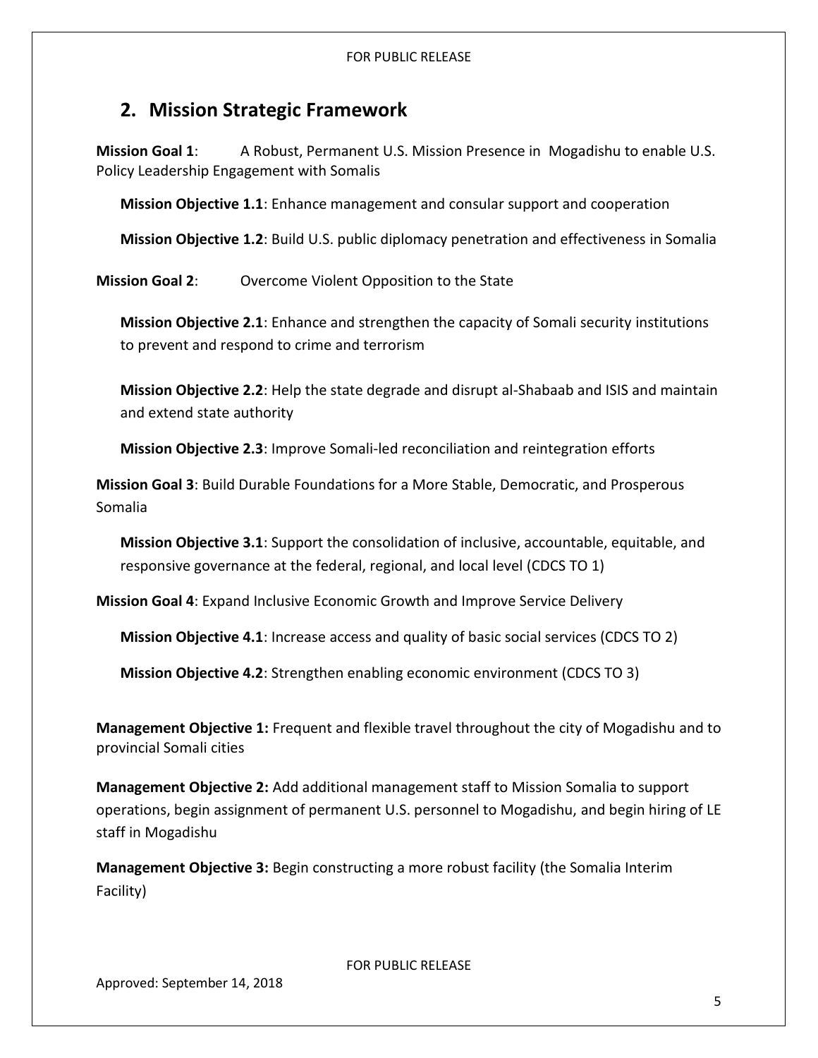## 2. Mission Strategic Framework

**Mission Goal 1**: A Robust, Permanent U.S. Mission Presence in Mogadishu to enable U.S. Policy Leadership Engagement with Somalis

**Mission Objective 1.1**: Enhance management and consular support and cooperation

**Mission Objective 1.2**: Build U.S. public diplomacy penetration and effectiveness in Somalia

**Mission Goal 2**: Overcome Violent Opposition to the State

**Mission Objective 2.1**: Enhance and strengthen the capacity of Somali security institutions to prevent and respond to crime and terrorism

**Mission Objective 2.2**: Help the state degrade and disrupt al-Shabaab and ISIS and maintain and extend state authority

**Mission Objective 2.3**: Improve Somali-led reconciliation and reintegration efforts

**Mission Goal 3**: Build Durable Foundations for a More Stable, Democratic, and Prosperous Somalia

**Mission Objective 3.1**: Support the consolidation of inclusive, accountable, equitable, and responsive governance at the federal, regional, and local level (CDCS TO 1)

**Mission Goal 4**: Expand Inclusive Economic Growth and Improve Service Delivery

**Mission Objective 4.1**: Increase access and quality of basic social services (CDCS TO 2)

**Mission Objective 4.2**: Strengthen enabling economic environment (CDCS TO 3)

**Management Objective 1:** Frequent and flexible travel throughout the city of Mogadishu and to provincial Somali cities

**Management Objective 2:** Add additional management staff to Mission Somalia to support operations, begin assignment of permanent U.S. personnel to Mogadishu, and begin hiring of LE staff in Mogadishu

**Management Objective 3:** Begin constructing a more robust facility (the Somalia Interim Facility)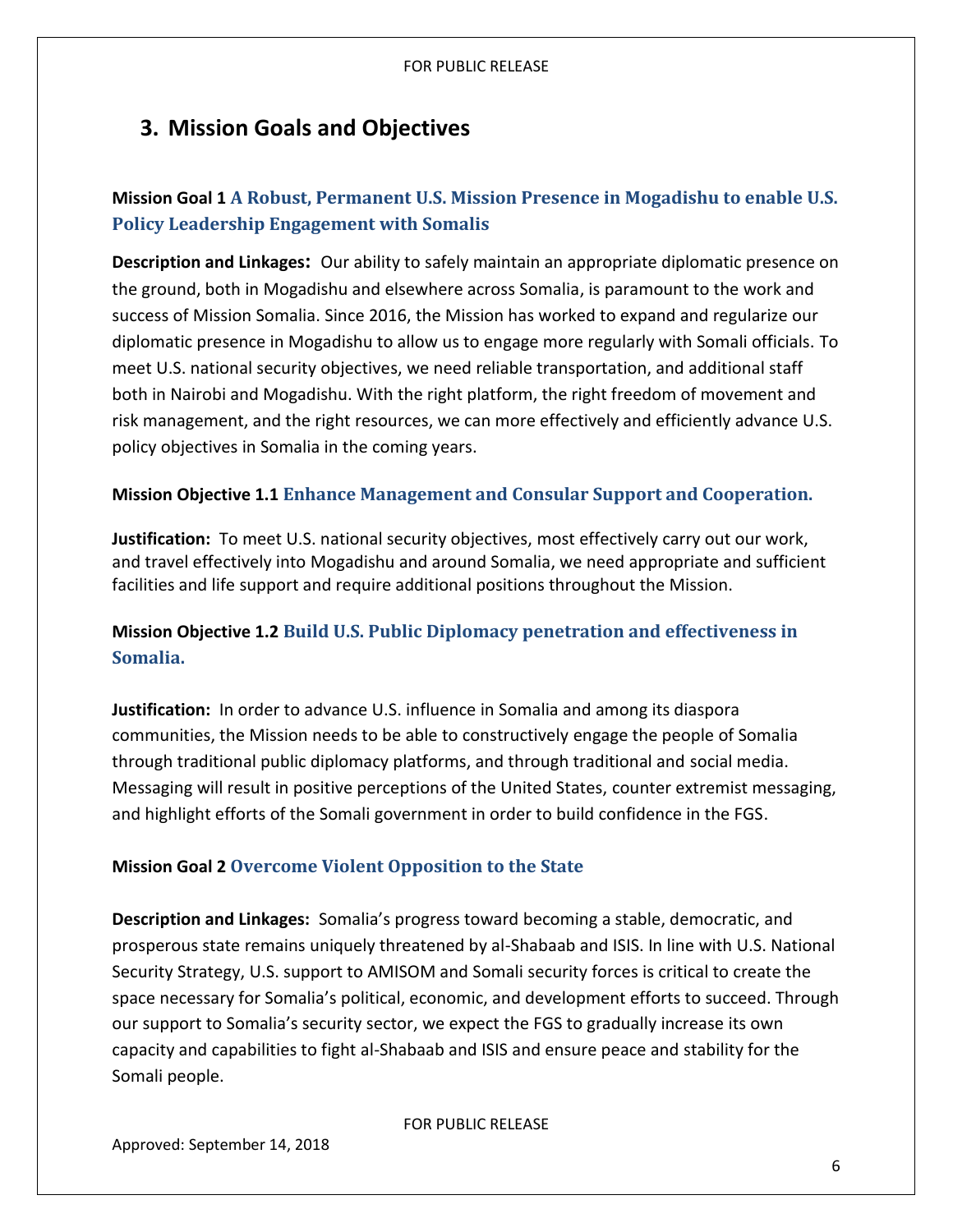## 3. Mission Goals and Objectives

**Mission Goal 1** **A Robust, Permanent U.S. Mission Presence in Mogadishu to enable U.S. Policy Leadership Engagement with Somalis**

**Description and Linkages:** Our ability to safely maintain an appropriate diplomatic presence on the ground, both in Mogadishu and elsewhere across Somalia, is paramount to the work and success of Mission Somalia. Since 2016, the Mission has worked to expand and regularize our diplomatic presence in Mogadishu to allow us to engage more regularly with Somali officials. To meet U.S. national security objectives, we need reliable transportation, and additional staff both in Nairobi and Mogadishu. With the right platform, the right freedom of movement and risk management, and the right resources, we can more effectively and efficiently advance U.S. policy objectives in Somalia in the coming years.

**Mission Objective 1.1** **Enhance Management and Consular Support and Cooperation.**

**Justification:** To meet U.S. national security objectives, most effectively carry out our work, and travel effectively into Mogadishu and around Somalia, we need appropriate and sufficient facilities and life support and require additional positions throughout the Mission.

**Mission Objective 1.2** **Build U.S. Public Diplomacy penetration and effectiveness in Somalia.**

**Justification:** In order to advance U.S. influence in Somalia and among its diaspora communities, the Mission needs to be able to constructively engage the people of Somalia through traditional public diplomacy platforms, and through traditional and social media. Messaging will result in positive perceptions of the United States, counter extremist messaging, and highlight efforts of the Somali government in order to build confidence in the FGS.

**Mission Goal 2** **Overcome Violent Opposition to the State**

**Description and Linkages:** Somalia's progress toward becoming a stable, democratic, and prosperous state remains uniquely threatened by al-Shabaab and ISIS. In line with U.S. National Security Strategy, U.S. support to AMISOM and Somali security forces is critical to create the space necessary for Somalia's political, economic, and development efforts to succeed. Through our support to Somalia's security sector, we expect the FGS to gradually increase its own capacity and capabilities to fight al-Shabaab and ISIS and ensure peace and stability for the Somali people.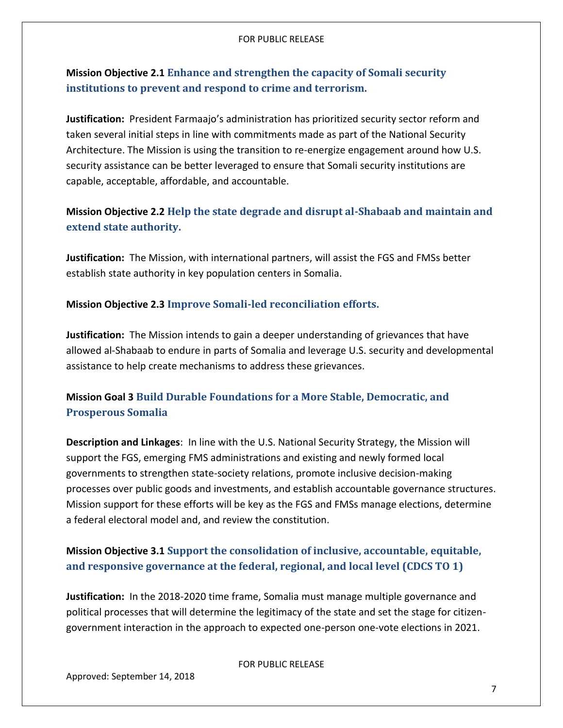**Mission Objective 2.1 Enhance and strengthen the capacity of Somali security institutions to prevent and respond to crime and terrorism.**

**Justification:** President Farmaajo's administration has prioritized security sector reform and taken several initial steps in line with commitments made as part of the National Security Architecture. The Mission is using the transition to re-energize engagement around how U.S. security assistance can be better leveraged to ensure that Somali security institutions are capable, acceptable, affordable, and accountable.

**Mission Objective 2.2 Help the state degrade and disrupt al-Shabaab and maintain and extend state authority.**

**Justification:** The Mission, with international partners, will assist the FGS and FMSs better establish state authority in key population centers in Somalia.

**Mission Objective 2.3 Improve Somali-led reconciliation efforts.**

**Justification:** The Mission intends to gain a deeper understanding of grievances that have allowed al-Shabaab to endure in parts of Somalia and leverage U.S. security and developmental assistance to help create mechanisms to address these grievances.

## Mission Goal 3 Build Durable Foundations for a More Stable, Democratic, and Prosperous Somalia

**Description and Linkages**: In line with the U.S. National Security Strategy, the Mission will support the FGS, emerging FMS administrations and existing and newly formed local governments to strengthen state-society relations, promote inclusive decision-making processes over public goods and investments, and establish accountable governance structures. Mission support for these efforts will be key as the FGS and FMSs manage elections, determine a federal electoral model and, and review the constitution.

**Mission Objective 3.1 Support the consolidation of inclusive, accountable, equitable, and responsive governance at the federal, regional, and local level (CDCS TO 1)**

**Justification:** In the 2018-2020 time frame, Somalia must manage multiple governance and political processes that will determine the legitimacy of the state and set the stage for citizen-government interaction in the approach to expected one-person one-vote elections in 2021.

Approved: September 14, 2018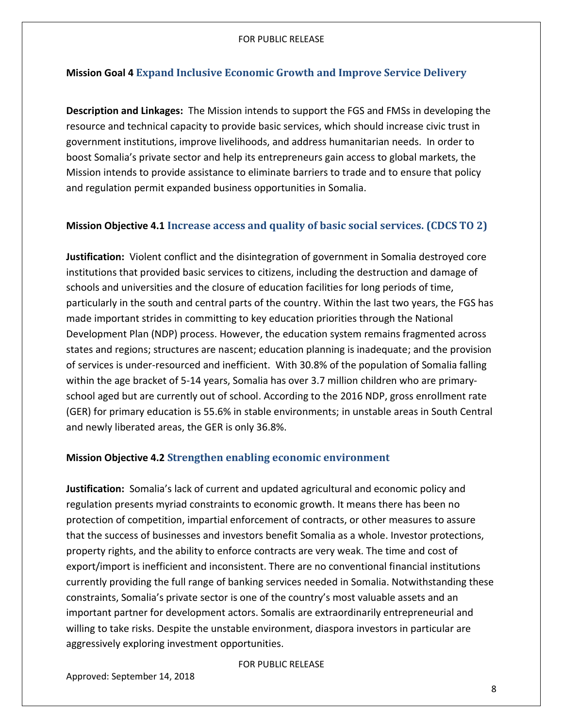**Mission Goal 4 Expand Inclusive Economic Growth and Improve Service Delivery**

**Description and Linkages:** The Mission intends to support the FGS and FMSs in developing the resource and technical capacity to provide basic services, which should increase civic trust in government institutions, improve livelihoods, and address humanitarian needs. In order to boost Somalia's private sector and help its entrepreneurs gain access to global markets, the Mission intends to provide assistance to eliminate barriers to trade and to ensure that policy and regulation permit expanded business opportunities in Somalia.

**Mission Objective 4.1 Increase access and quality of basic social services. (CDCS TO 2)**

**Justification:** Violent conflict and the disintegration of government in Somalia destroyed core institutions that provided basic services to citizens, including the destruction and damage of schools and universities and the closure of education facilities for long periods of time, particularly in the south and central parts of the country. Within the last two years, the FGS has made important strides in committing to key education priorities through the National Development Plan (NDP) process. However, the education system remains fragmented across states and regions; structures are nascent; education planning is inadequate; and the provision of services is under-resourced and inefficient. With 30.8% of the population of Somalia falling within the age bracket of 5-14 years, Somalia has over 3.7 million children who are primary-school aged but are currently out of school. According to the 2016 NDP, gross enrollment rate (GER) for primary education is 55.6% in stable environments; in unstable areas in South Central and newly liberated areas, the GER is only 36.8%.

**Mission Objective 4.2 Strengthen enabling economic environment**

**Justification:** Somalia's lack of current and updated agricultural and economic policy and regulation presents myriad constraints to economic growth. It means there has been no protection of competition, impartial enforcement of contracts, or other measures to assure that the success of businesses and investors benefit Somalia as a whole. Investor protections, property rights, and the ability to enforce contracts are very weak. The time and cost of export/import is inefficient and inconsistent. There are no conventional financial institutions currently providing the full range of banking services needed in Somalia. Notwithstanding these constraints, Somalia's private sector is one of the country's most valuable assets and an important partner for development actors. Somalis are extraordinarily entrepreneurial and willing to take risks. Despite the unstable environment, diaspora investors in particular are aggressively exploring investment opportunities.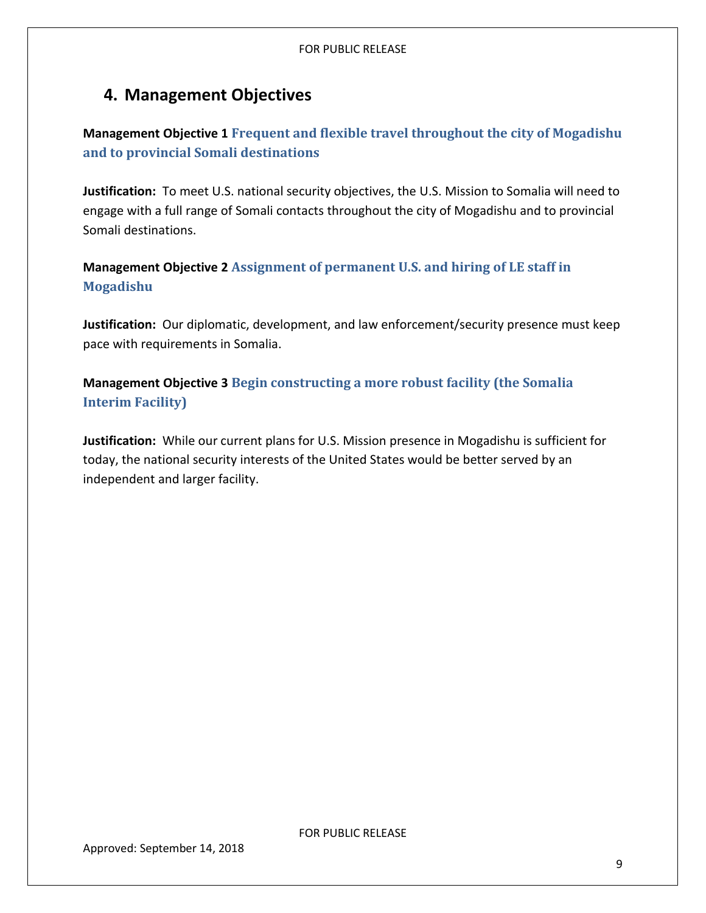## 4. Management Objectives

**Management Objective 1** **Frequent and flexible travel throughout the city of Mogadishu and to provincial Somali destinations**

**Justification:** To meet U.S. national security objectives, the U.S. Mission to Somalia will need to engage with a full range of Somali contacts throughout the city of Mogadishu and to provincial Somali destinations.

**Management Objective 2** **Assignment of permanent U.S. and hiring of LE staff in Mogadishu**

**Justification:** Our diplomatic, development, and law enforcement/security presence must keep pace with requirements in Somalia.

**Management Objective 3** **Begin constructing a more robust facility (the Somalia Interim Facility)**

**Justification:** While our current plans for U.S. Mission presence in Mogadishu is sufficient for today, the national security interests of the United States would be better served by an independent and larger facility.

Approved: September 14, 2018